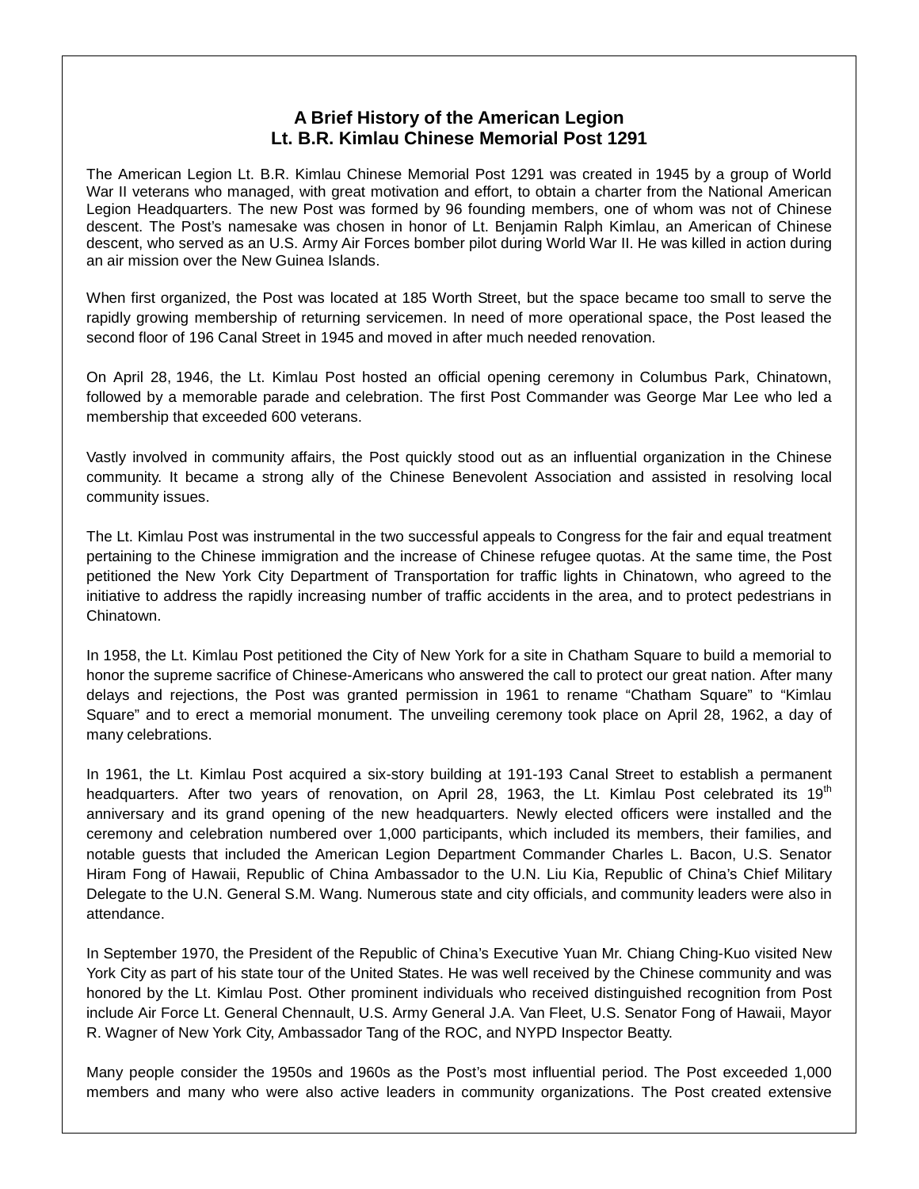# A Brief History of the American Legion
# Lt. B.R. Kimlau Chinese Memorial Post 1291

The American Legion Lt. B.R. Kimlau Chinese Memorial Post 1291 was created in 1945 by a group of World War II veterans who managed, with great motivation and effort, to obtain a charter from the National American Legion Headquarters. The new Post was formed by 96 founding members, one of whom was not of Chinese descent. The Post's namesake was chosen in honor of Lt. Benjamin Ralph Kimlau, an American of Chinese descent, who served as an U.S. Army Air Forces bomber pilot during World War II. He was killed in action during an air mission over the New Guinea Islands.

When first organized, the Post was located at 185 Worth Street, but the space became too small to serve the rapidly growing membership of returning servicemen. In need of more operational space, the Post leased the second floor of 196 Canal Street in 1945 and moved in after much needed renovation.

On April 28, 1946, the Lt. Kimlau Post hosted an official opening ceremony in Columbus Park, Chinatown, followed by a memorable parade and celebration. The first Post Commander was George Mar Lee who led a membership that exceeded 600 veterans.

Vastly involved in community affairs, the Post quickly stood out as an influential organization in the Chinese community. It became a strong ally of the Chinese Benevolent Association and assisted in resolving local community issues.

The Lt. Kimlau Post was instrumental in the two successful appeals to Congress for the fair and equal treatment pertaining to the Chinese immigration and the increase of Chinese refugee quotas. At the same time, the Post petitioned the New York City Department of Transportation for traffic lights in Chinatown, who agreed to the initiative to address the rapidly increasing number of traffic accidents in the area, and to protect pedestrians in Chinatown.

In 1958, the Lt. Kimlau Post petitioned the City of New York for a site in Chatham Square to build a memorial to honor the supreme sacrifice of Chinese-Americans who answered the call to protect our great nation. After many delays and rejections, the Post was granted permission in 1961 to rename "Chatham Square" to "Kimlau Square" and to erect a memorial monument. The unveiling ceremony took place on April 28, 1962, a day of many celebrations.

In 1961, the Lt. Kimlau Post acquired a six-story building at 191-193 Canal Street to establish a permanent headquarters. After two years of renovation, on April 28, 1963, the Lt. Kimlau Post celebrated its 19th anniversary and its grand opening of the new headquarters. Newly elected officers were installed and the ceremony and celebration numbered over 1,000 participants, which included its members, their families, and notable guests that included the American Legion Department Commander Charles L. Bacon, U.S. Senator Hiram Fong of Hawaii, Republic of China Ambassador to the U.N. Liu Kia, Republic of China's Chief Military Delegate to the U.N. General S.M. Wang. Numerous state and city officials, and community leaders were also in attendance.

In September 1970, the President of the Republic of China's Executive Yuan Mr. Chiang Ching-Kuo visited New York City as part of his state tour of the United States. He was well received by the Chinese community and was honored by the Lt. Kimlau Post. Other prominent individuals who received distinguished recognition from Post include Air Force Lt. General Chennault, U.S. Army General J.A. Van Fleet, U.S. Senator Fong of Hawaii, Mayor R. Wagner of New York City, Ambassador Tang of the ROC, and NYPD Inspector Beatty.

Many people consider the 1950s and 1960s as the Post's most influential period. The Post exceeded 1,000 members and many who were also active leaders in community organizations. The Post created extensive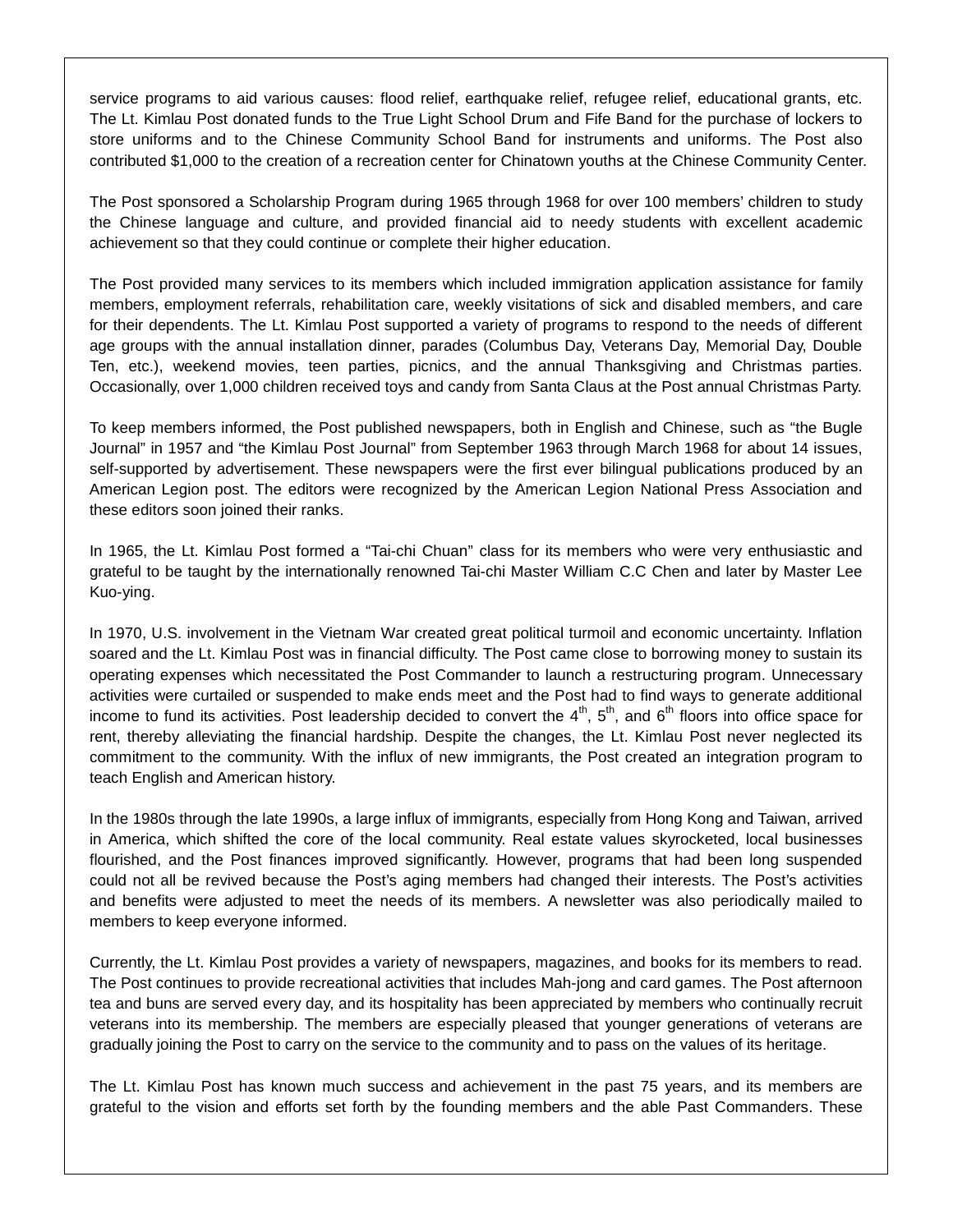service programs to aid various causes: flood relief, earthquake relief, refugee relief, educational grants, etc. The Lt. Kimlau Post donated funds to the True Light School Drum and Fife Band for the purchase of lockers to store uniforms and to the Chinese Community School Band for instruments and uniforms. The Post also contributed $1,000 to the creation of a recreation center for Chinatown youths at the Chinese Community Center.

The Post sponsored a Scholarship Program during 1965 through 1968 for over 100 members' children to study the Chinese language and culture, and provided financial aid to needy students with excellent academic achievement so that they could continue or complete their higher education.

The Post provided many services to its members which included immigration application assistance for family members, employment referrals, rehabilitation care, weekly visitations of sick and disabled members, and care for their dependents. The Lt. Kimlau Post supported a variety of programs to respond to the needs of different age groups with the annual installation dinner, parades (Columbus Day, Veterans Day, Memorial Day, Double Ten, etc.), weekend movies, teen parties, picnics, and the annual Thanksgiving and Christmas parties. Occasionally, over 1,000 children received toys and candy from Santa Claus at the Post annual Christmas Party.

To keep members informed, the Post published newspapers, both in English and Chinese, such as "the Bugle Journal" in 1957 and "the Kimlau Post Journal" from September 1963 through March 1968 for about 14 issues, self-supported by advertisement. These newspapers were the first ever bilingual publications produced by an American Legion post. The editors were recognized by the American Legion National Press Association and these editors soon joined their ranks.

In 1965, the Lt. Kimlau Post formed a "Tai-chi Chuan" class for its members who were very enthusiastic and grateful to be taught by the internationally renowned Tai-chi Master William C.C Chen and later by Master Lee Kuo-ying.

In 1970, U.S. involvement in the Vietnam War created great political turmoil and economic uncertainty. Inflation soared and the Lt. Kimlau Post was in financial difficulty. The Post came close to borrowing money to sustain its operating expenses which necessitated the Post Commander to launch a restructuring program. Unnecessary activities were curtailed or suspended to make ends meet and the Post had to find ways to generate additional income to fund its activities. Post leadership decided to convert the 4th, 5th, and 6th floors into office space for rent, thereby alleviating the financial hardship. Despite the changes, the Lt. Kimlau Post never neglected its commitment to the community. With the influx of new immigrants, the Post created an integration program to teach English and American history.

In the 1980s through the late 1990s, a large influx of immigrants, especially from Hong Kong and Taiwan, arrived in America, which shifted the core of the local community. Real estate values skyrocketed, local businesses flourished, and the Post finances improved significantly. However, programs that had been long suspended could not all be revived because the Post's aging members had changed their interests. The Post's activities and benefits were adjusted to meet the needs of its members. A newsletter was also periodically mailed to members to keep everyone informed.

Currently, the Lt. Kimlau Post provides a variety of newspapers, magazines, and books for its members to read. The Post continues to provide recreational activities that includes Mah-jong and card games. The Post afternoon tea and buns are served every day, and its hospitality has been appreciated by members who continually recruit veterans into its membership. The members are especially pleased that younger generations of veterans are gradually joining the Post to carry on the service to the community and to pass on the values of its heritage.

The Lt. Kimlau Post has known much success and achievement in the past 75 years, and its members are grateful to the vision and efforts set forth by the founding members and the able Past Commanders. These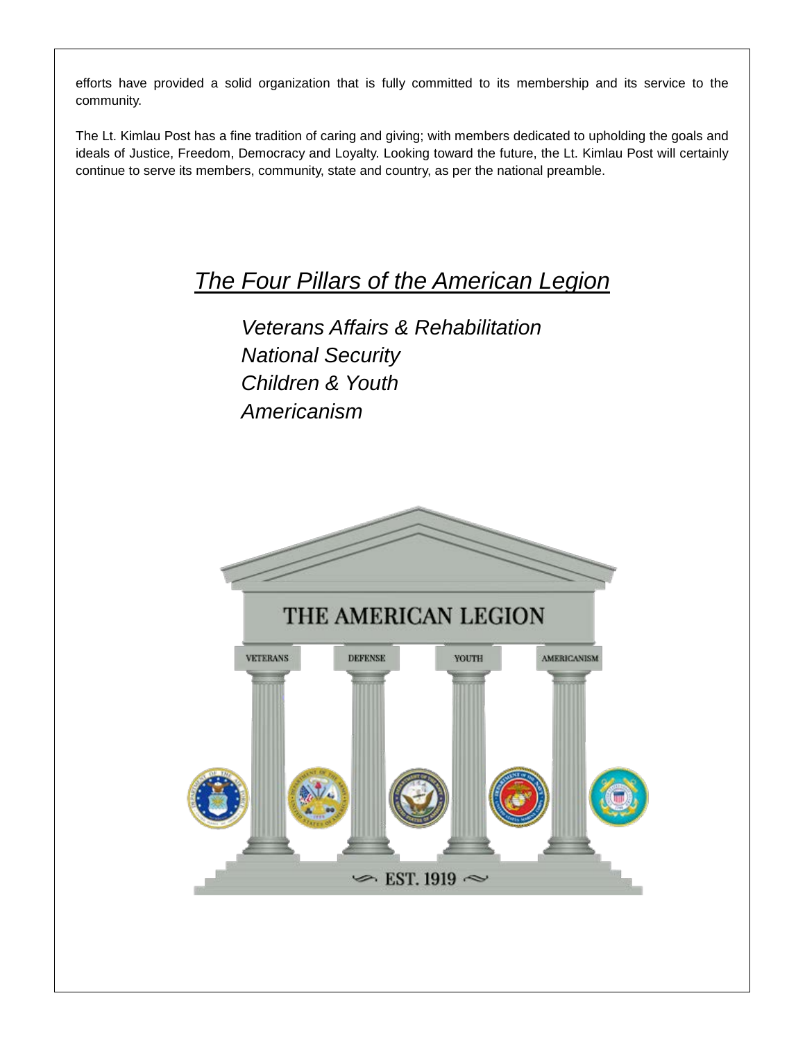efforts have provided a solid organization that is fully committed to its membership and its service to the community.

The Lt. Kimlau Post has a fine tradition of caring and giving; with members dedicated to upholding the goals and ideals of Justice, Freedom, Democracy and Loyalty. Looking toward the future, the Lt. Kimlau Post will certainly continue to serve its members, community, state and country, as per the national preamble.

## *The Four Pillars of the American Legion*

*Veterans Affairs & Rehabilitation*
*National Security*
*Children & Youth*
*Americanism*

THE AMERICAN LEGION

VETERANS

DEFENSE

YOUTH

AMERICANISM

EST. 1919